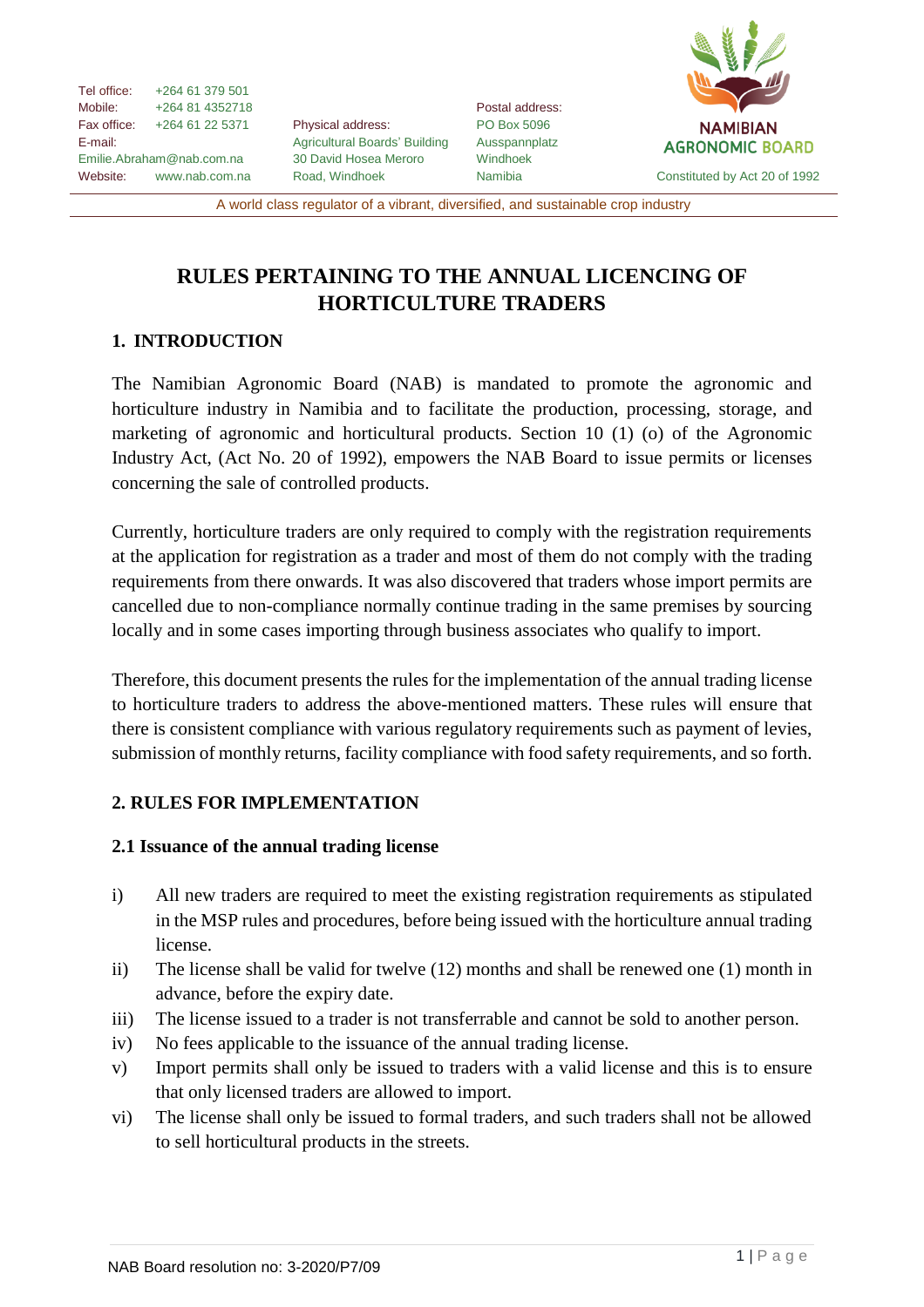Tel office: +264 61 379 501
Mobile: +264 81 4352718
Fax office: +264 61 22 5371
E-mail: Emilie.Abraham@nab.com.na
Website: www.nab.com.na

Physical address:
Agricultural Boards' Building
30 David Hosea Meroro Road, Windhoek

Postal address:
PO Box 5096
Ausspannplatz
Windhoek
Namibia

NAMIBIAN AGRONOMIC BOARD
Constituted by Act 20 of 1992

A world class regulator of a vibrant, diversified, and sustainable crop industry

# RULES PERTAINING TO THE ANNUAL LICENCING OF HORTICULTURE TRADERS

## 1. INTRODUCTION

The Namibian Agronomic Board (NAB) is mandated to promote the agronomic and horticulture industry in Namibia and to facilitate the production, processing, storage, and marketing of agronomic and horticultural products. Section 10 (1) (o) of the Agronomic Industry Act, (Act No. 20 of 1992), empowers the NAB Board to issue permits or licenses concerning the sale of controlled products.

Currently, horticulture traders are only required to comply with the registration requirements at the application for registration as a trader and most of them do not comply with the trading requirements from there onwards. It was also discovered that traders whose import permits are cancelled due to non-compliance normally continue trading in the same premises by sourcing locally and in some cases importing through business associates who qualify to import.

Therefore, this document presents the rules for the implementation of the annual trading license to horticulture traders to address the above-mentioned matters. These rules will ensure that there is consistent compliance with various regulatory requirements such as payment of levies, submission of monthly returns, facility compliance with food safety requirements, and so forth.

## 2. RULES FOR IMPLEMENTATION

### 2.1 Issuance of the annual trading license

i) All new traders are required to meet the existing registration requirements as stipulated in the MSP rules and procedures, before being issued with the horticulture annual trading license.

ii) The license shall be valid for twelve (12) months and shall be renewed one (1) month in advance, before the expiry date.

iii) The license issued to a trader is not transferrable and cannot be sold to another person.

iv) No fees applicable to the issuance of the annual trading license.

v) Import permits shall only be issued to traders with a valid license and this is to ensure that only licensed traders are allowed to import.

vi) The license shall only be issued to formal traders, and such traders shall not be allowed to sell horticultural products in the streets.

NAB Board resolution no: 3-2020/P7/09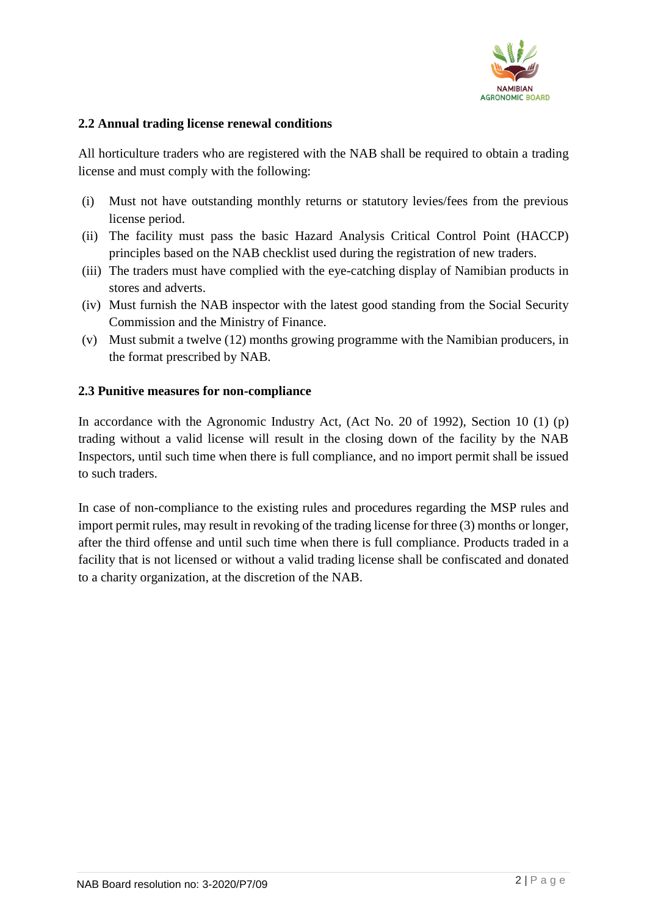### 2.2 Annual trading license renewal conditions

All horticulture traders who are registered with the NAB shall be required to obtain a trading license and must comply with the following:

(i) Must not have outstanding monthly returns or statutory levies/fees from the previous license period.
(ii) The facility must pass the basic Hazard Analysis Critical Control Point (HACCP) principles based on the NAB checklist used during the registration of new traders.
(iii) The traders must have complied with the eye-catching display of Namibian products in stores and adverts.
(iv) Must furnish the NAB inspector with the latest good standing from the Social Security Commission and the Ministry of Finance.
(v) Must submit a twelve (12) months growing programme with the Namibian producers, in the format prescribed by NAB.

### 2.3 Punitive measures for non-compliance

In accordance with the Agronomic Industry Act, (Act No. 20 of 1992), Section 10 (1) (p) trading without a valid license will result in the closing down of the facility by the NAB Inspectors, until such time when there is full compliance, and no import permit shall be issued to such traders.

In case of non-compliance to the existing rules and procedures regarding the MSP rules and import permit rules, may result in revoking of the trading license for three (3) months or longer, after the third offense and until such time when there is full compliance. Products traded in a facility that is not licensed or without a valid trading license shall be confiscated and donated to a charity organization, at the discretion of the NAB.